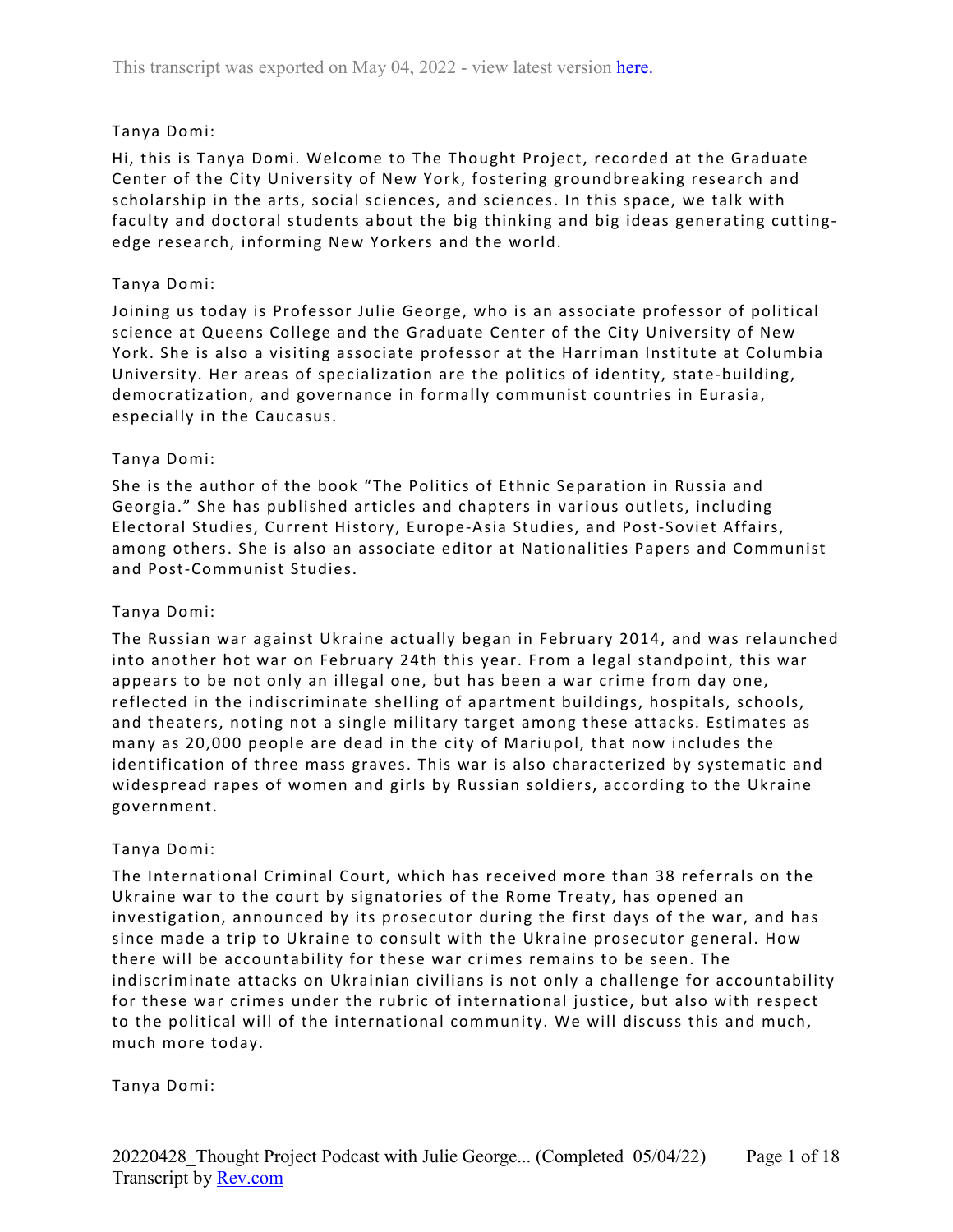Tanya Domi:

Hi, this is Tanya Domi. Welcome to The Thought Project, recorded at the Graduate Center of the City University of New York, fostering groundbreaking research and scholarship in the arts, social sciences, and sciences. In this space, we talk with faculty and doctoral students about the big thinking and big ideas generating cutting-edge research, informing New Yorkers and the world.

Tanya Domi:

Joining us today is Professor Julie George, who is an associate professor of political science at Queens College and the Graduate Center of the City University of New York. She is also a visiting associate professor at the Harriman Institute at Columbia University. Her areas of specialization are the politics of identity, state-building, democratization, and governance in formally communist countries in Eurasia, especially in the Caucasus.

Tanya Domi:

She is the author of the book "The Politics of Ethnic Separation in Russia and Georgia." She has published articles and chapters in various outlets, including Electoral Studies, Current History, Europe-Asia Studies, and Post-Soviet Affairs, among others. She is also an associate editor at Nationalities Papers and Communist and Post-Communist Studies.

Tanya Domi:

The Russian war against Ukraine actually began in February 2014, and was relaunched into another hot war on February 24th this year. From a legal standpoint, this war appears to be not only an illegal one, but has been a war crime from day one, reflected in the indiscriminate shelling of apartment buildings, hospitals, schools, and theaters, noting not a single military target among these attacks. Estimates as many as 20,000 people are dead in the city of Mariupol, that now includes the identification of three mass graves. This war is also characterized by systematic and widespread rapes of women and girls by Russian soldiers, according to the Ukraine government.

Tanya Domi:

The International Criminal Court, which has received more than 38 referrals on the Ukraine war to the court by signatories of the Rome Treaty, has opened an investigation, announced by its prosecutor during the first days of the war, and has since made a trip to Ukraine to consult with the Ukraine prosecutor general. How there will be accountability for these war crimes remains to be seen. The indiscriminate attacks on Ukrainian civilians is not only a challenge for accountability for these war crimes under the rubric of international justice, but also with respect to the political will of the international community. We will discuss this and much, much more today.

Tanya Domi: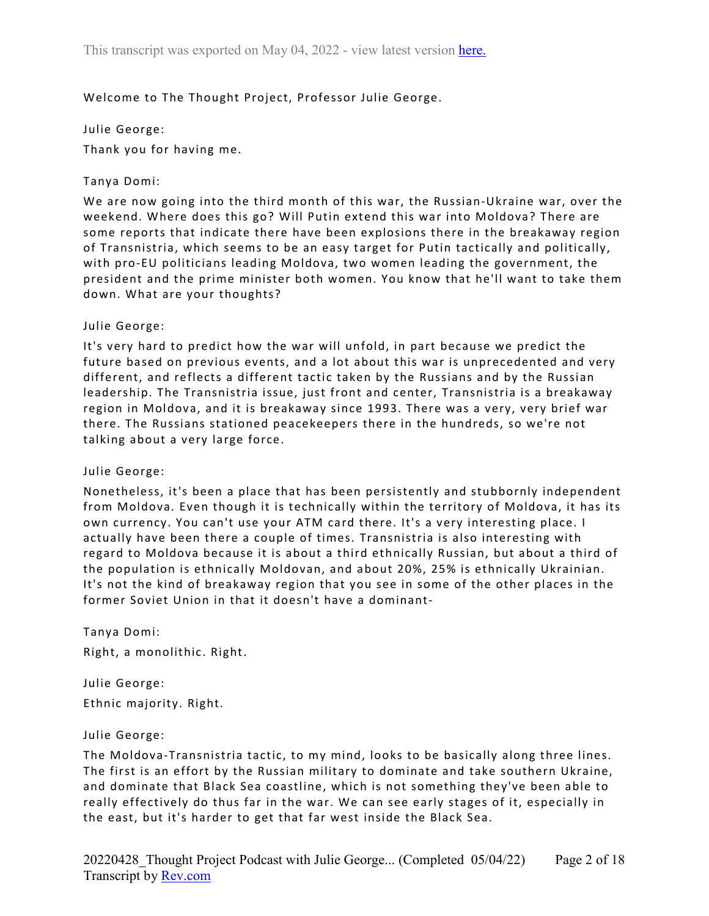Welcome to The Thought Project, Professor Julie George.

Julie George:

Thank you for having me.

Tanya Domi:

We are now going into the third month of this war, the Russian-Ukraine war, over the weekend. Where does this go? Will Putin extend this war into Moldova? There are some reports that indicate there have been explosions there in the breakaway region of Transnistria, which seems to be an easy target for Putin tactically and politically, with pro-EU politicians leading Moldova, two women leading the government, the president and the prime minister both women. You know that he'll want to take them down. What are your thoughts?

Julie George:

It's very hard to predict how the war will unfold, in part because we predict the future based on previous events, and a lot about this war is unprecedented and very different, and reflects a different tactic taken by the Russians and by the Russian leadership. The Transnistria issue, just front and center, Transnistria is a breakaway region in Moldova, and it is breakaway since 1993. There was a very, very brief war there. The Russians stationed peacekeepers there in the hundreds, so we're not talking about a very large force.

Julie George:

Nonetheless, it's been a place that has been persistently and stubbornly independent from Moldova. Even though it is technically within the territory of Moldova, it has its own currency. You can't use your ATM card there. It's a very interesting place. I actually have been there a couple of times. Transnistria is also interesting with regard to Moldova because it is about a third ethnically Russian, but about a third of the population is ethnically Moldovan, and about 20%, 25% is ethnically Ukrainian. It's not the kind of breakaway region that you see in some of the other places in the former Soviet Union in that it doesn't have a dominant-

Tanya Domi:

Right, a monolithic. Right.

Julie George:

Ethnic majority. Right.

Julie George:

The Moldova-Transnistria tactic, to my mind, looks to be basically along three lines. The first is an effort by the Russian military to dominate and take southern Ukraine, and dominate that Black Sea coastline, which is not something they've been able to really effectively do thus far in the war. We can see early stages of it, especially in the east, but it's harder to get that far west inside the Black Sea.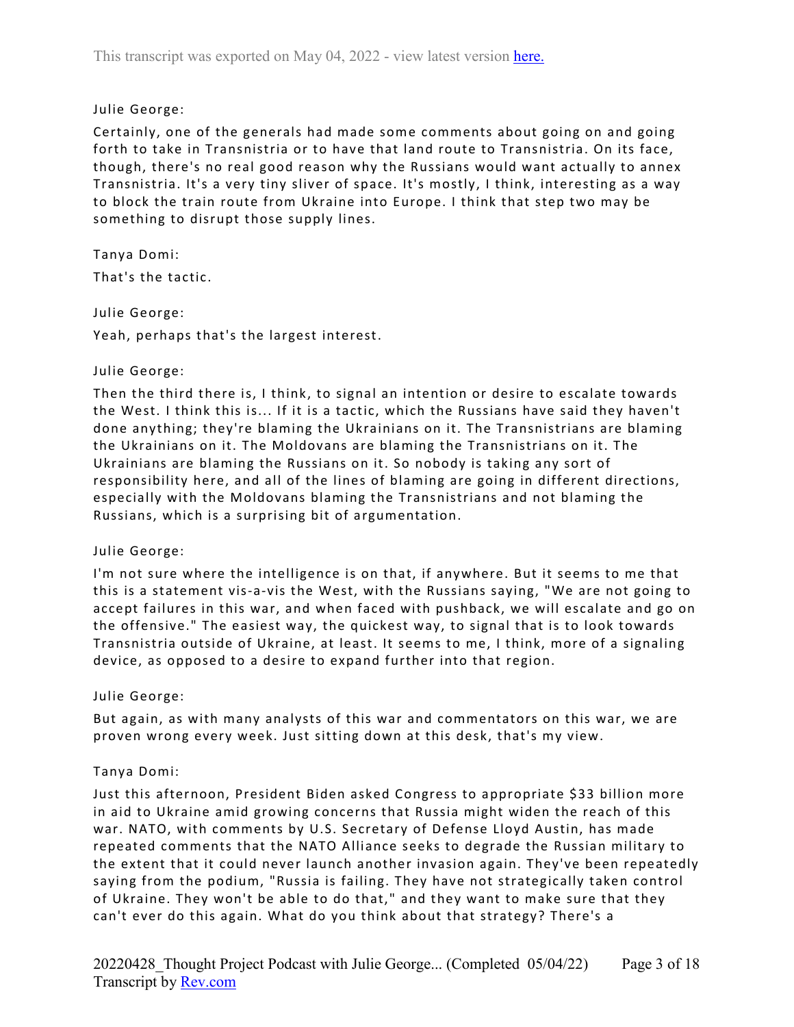Julie George:

Certainly, one of the generals had made some comments about going on and going forth to take in Transnistria or to have that land route to Transnistria. On its face, though, there's no real good reason why the Russians would want actually to annex Transnistria. It's a very tiny sliver of space. It's mostly, I think, interesting as a way to block the train route from Ukraine into Europe. I think that step two may be something to disrupt those supply lines.

Tanya Domi:

That's the tactic.

Julie George:

Yeah, perhaps that's the largest interest.

Julie George:

Then the third there is, I think, to signal an intention or desire to escalate towards the West. I think this is... If it is a tactic, which the Russians have said they haven't done anything; they're blaming the Ukrainians on it. The Transnistrians are blaming the Ukrainians on it. The Moldovans are blaming the Transnistrians on it. The Ukrainians are blaming the Russians on it. So nobody is taking any sort of responsibility here, and all of the lines of blaming are going in different directions, especially with the Moldovans blaming the Transnistrians and not blaming the Russians, which is a surprising bit of argumentation.

Julie George:

I'm not sure where the intelligence is on that, if anywhere. But it seems to me that this is a statement vis-a-vis the West, with the Russians saying, "We are not going to accept failures in this war, and when faced with pushback, we will escalate and go on the offensive." The easiest way, the quickest way, to signal that is to look towards Transnistria outside of Ukraine, at least. It seems to me, I think, more of a signaling device, as opposed to a desire to expand further into that region.

Julie George:

But again, as with many analysts of this war and commentators on this war, we are proven wrong every week. Just sitting down at this desk, that's my view.

Tanya Domi:

Just this afternoon, President Biden asked Congress to appropriate $33 billion more in aid to Ukraine amid growing concerns that Russia might widen the reach of this war. NATO, with comments by U.S. Secretary of Defense Lloyd Austin, has made repeated comments that the NATO Alliance seeks to degrade the Russian military to the extent that it could never launch another invasion again. They've been repeatedly saying from the podium, "Russia is failing. They have not strategically taken control of Ukraine. They won't be able to do that," and they want to make sure that they can't ever do this again. What do you think about that strategy? There's a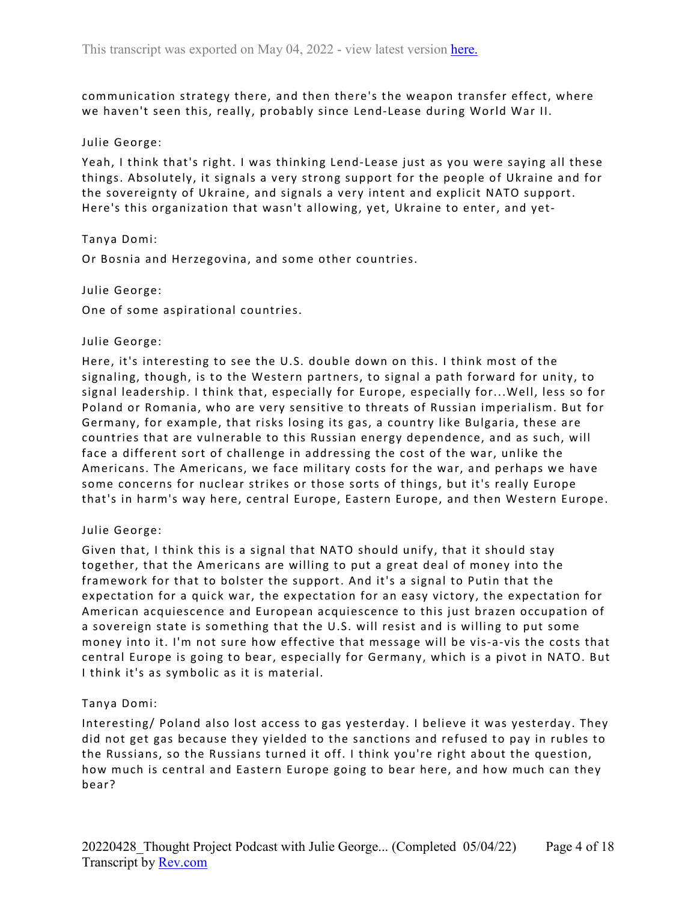communication strategy there, and then there's the weapon transfer effect, where we haven't seen this, really, probably since Lend-Lease during World War II.

Julie George:

Yeah, I think that's right. I was thinking Lend-Lease just as you were saying all these things. Absolutely, it signals a very strong support for the people of Ukraine and for the sovereignty of Ukraine, and signals a very intent and explicit NATO support. Here's this organization that wasn't allowing, yet, Ukraine to enter, and yet-

Tanya Domi:

Or Bosnia and Herzegovina, and some other countries.

Julie George:

One of some aspirational countries.

Julie George:

Here, it's interesting to see the U.S. double down on this. I think most of the signaling, though, is to the Western partners, to signal a path forward for unity, to signal leadership. I think that, especially for Europe, especially for...Well, less so for Poland or Romania, who are very sensitive to threats of Russian imperialism. But for Germany, for example, that risks losing its gas, a country like Bulgaria, these are countries that are vulnerable to this Russian energy dependence, and as such, will face a different sort of challenge in addressing the cost of the war, unlike the Americans. The Americans, we face military costs for the war, and perhaps we have some concerns for nuclear strikes or those sorts of things, but it's really Europe that's in harm's way here, central Europe, Eastern Europe, and then Western Europe.

Julie George:

Given that, I think this is a signal that NATO should unify, that it should stay together, that the Americans are willing to put a great deal of money into the framework for that to bolster the support. And it's a signal to Putin that the expectation for a quick war, the expectation for an easy victory, the expectation for American acquiescence and European acquiescence to this just brazen occupation of a sovereign state is something that the U.S. will resist and is willing to put some money into it. I'm not sure how effective that message will be vis-a-vis the costs that central Europe is going to bear, especially for Germany, which is a pivot in NATO. But I think it's as symbolic as it is material.

Tanya Domi:

Interesting/ Poland also lost access to gas yesterday. I believe it was yesterday. They did not get gas because they yielded to the sanctions and refused to pay in rubles to the Russians, so the Russians turned it off. I think you're right about the question, how much is central and Eastern Europe going to bear here, and how much can they bear?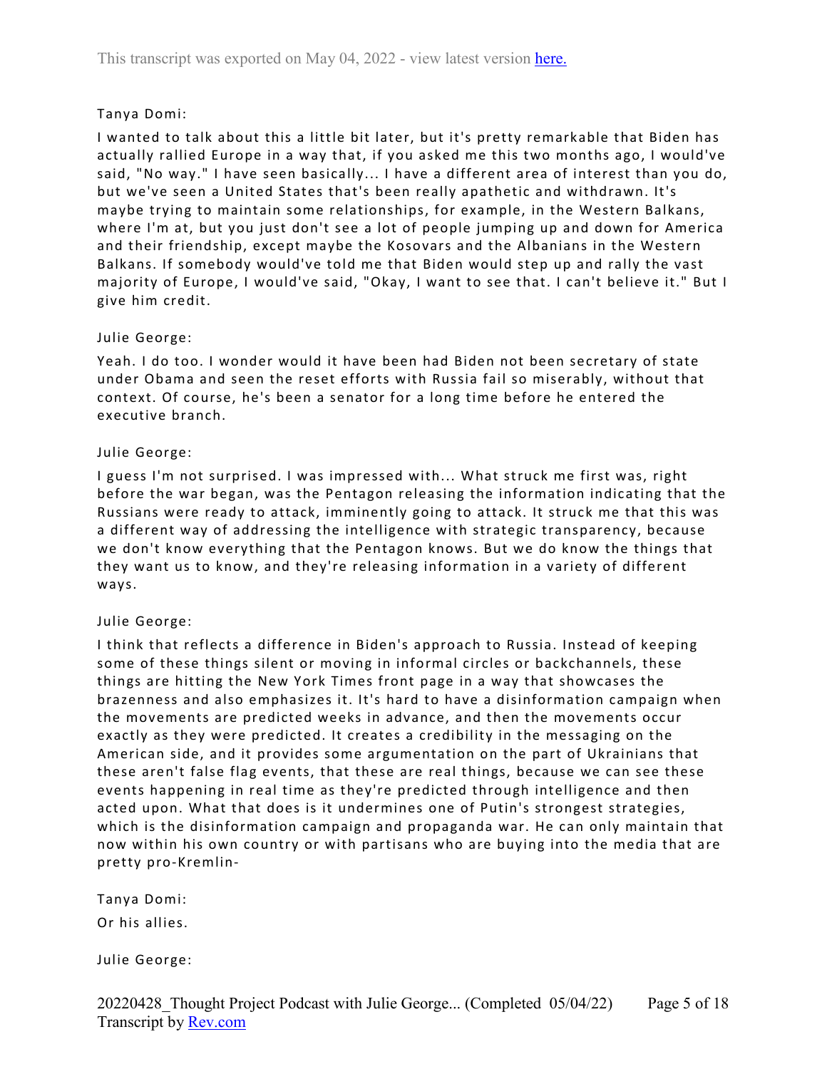Tanya Domi:

I wanted to talk about this a little bit later, but it's pretty remarkable that Biden has actually rallied Europe in a way that, if you asked me this two months ago, I would've said, "No way." I have seen basically... I have a different area of interest than you do, but we've seen a United States that's been really apathetic and withdrawn. It's maybe trying to maintain some relationships, for example, in the Western Balkans, where I'm at, but you just don't see a lot of people jumping up and down for America and their friendship, except maybe the Kosovars and the Albanians in the Western Balkans. If somebody would've told me that Biden would step up and rally the vast majority of Europe, I would've said, "Okay, I want to see that. I can't believe it." But I give him credit.

Julie George:

Yeah. I do too. I wonder would it have been had Biden not been secretary of state under Obama and seen the reset efforts with Russia fail so miserably, without that context. Of course, he's been a senator for a long time before he entered the executive branch.

Julie George:

I guess I'm not surprised. I was impressed with... What struck me first was, right before the war began, was the Pentagon releasing the information indicating that the Russians were ready to attack, imminently going to attack. It struck me that this was a different way of addressing the intelligence with strategic transparency, because we don't know everything that the Pentagon knows. But we do know the things that they want us to know, and they're releasing information in a variety of different ways.

Julie George:

I think that reflects a difference in Biden's approach to Russia. Instead of keeping some of these things silent or moving in informal circles or backchannels, these things are hitting the New York Times front page in a way that showcases the brazenness and also emphasizes it. It's hard to have a disinformation campaign when the movements are predicted weeks in advance, and then the movements occur exactly as they were predicted. It creates a credibility in the messaging on the American side, and it provides some argumentation on the part of Ukrainians that these aren't false flag events, that these are real things, because we can see these events happening in real time as they're predicted through intelligence and then acted upon. What that does is it undermines one of Putin's strongest strategies, which is the disinformation campaign and propaganda war. He can only maintain that now within his own country or with partisans who are buying into the media that are pretty pro-Kremlin-

Tanya Domi:

Or his allies.

Julie George: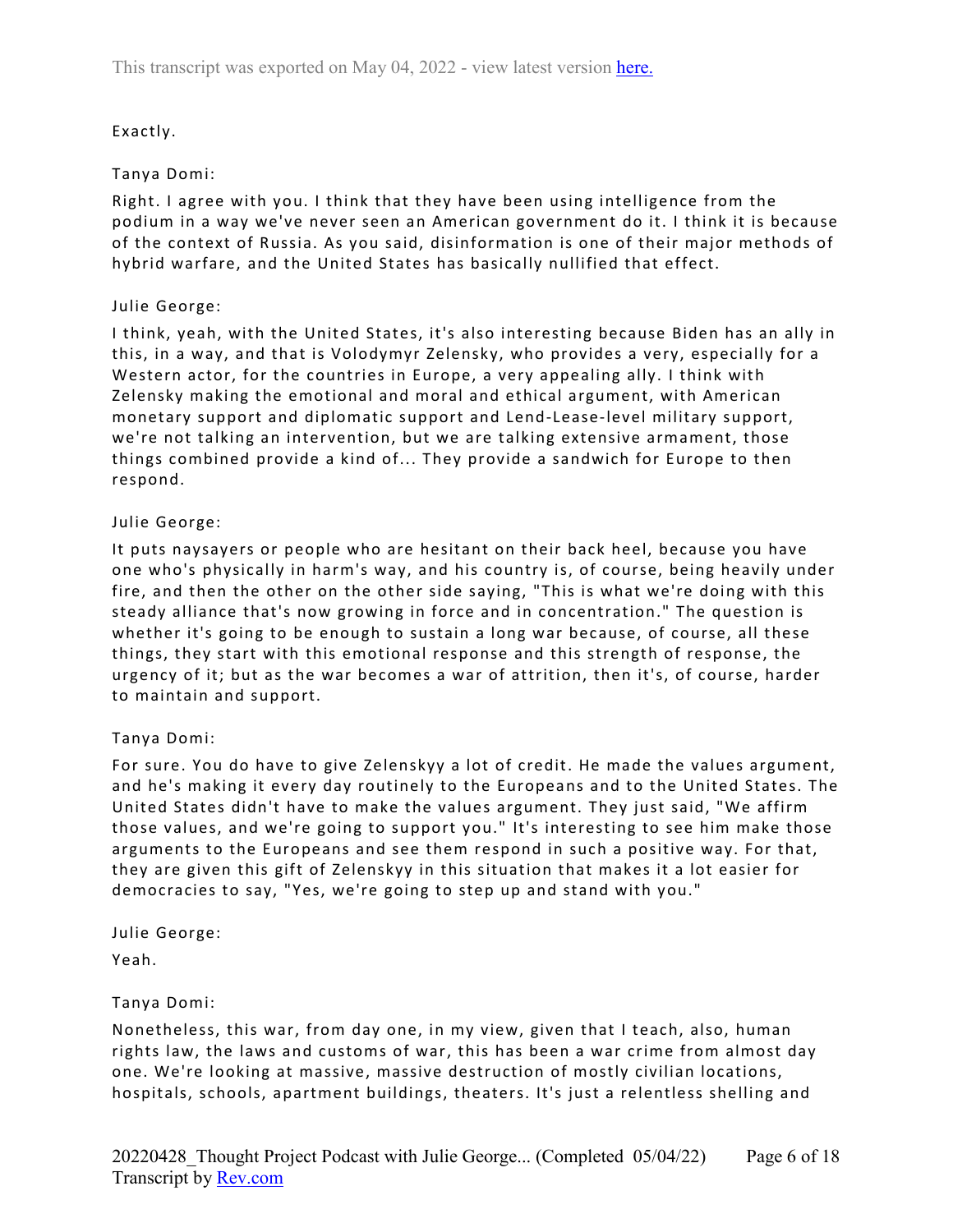Exactly.

Tanya Domi:

Right. I agree with you. I think that they have been using intelligence from the podium in a way we've never seen an American government do it. I think it is because of the context of Russia. As you said, disinformation is one of their major methods of hybrid warfare, and the United States has basically nullified that effect.

Julie George:

I think, yeah, with the United States, it's also interesting because Biden has an ally in this, in a way, and that is Volodymyr Zelensky, who provides a very, especially for a Western actor, for the countries in Europe, a very appealing ally. I think with Zelensky making the emotional and moral and ethical argument, with American monetary support and diplomatic support and Lend-Lease-level military support, we're not talking an intervention, but we are talking extensive armament, those things combined provide a kind of... They provide a sandwich for Europe to then respond.

Julie George:

It puts naysayers or people who are hesitant on their back heel, because you have one who's physically in harm's way, and his country is, of course, being heavily under fire, and then the other on the other side saying, "This is what we're doing with this steady alliance that's now growing in force and in concentration." The question is whether it's going to be enough to sustain a long war because, of course, all these things, they start with this emotional response and this strength of response, the urgency of it; but as the war becomes a war of attrition, then it's, of course, harder to maintain and support.

Tanya Domi:

For sure. You do have to give Zelenskyy a lot of credit. He made the values argument, and he's making it every day routinely to the Europeans and to the United States. The United States didn't have to make the values argument. They just said, "We affirm those values, and we're going to support you." It's interesting to see him make those arguments to the Europeans and see them respond in such a positive way. For that, they are given this gift of Zelenskyy in this situation that makes it a lot easier for democracies to say, "Yes, we're going to step up and stand with you."

Julie George:

Yeah.

Tanya Domi:

Nonetheless, this war, from day one, in my view, given that I teach, also, human rights law, the laws and customs of war, this has been a war crime from almost day one. We're looking at massive, massive destruction of mostly civilian locations, hospitals, schools, apartment buildings, theaters. It's just a relentless shelling and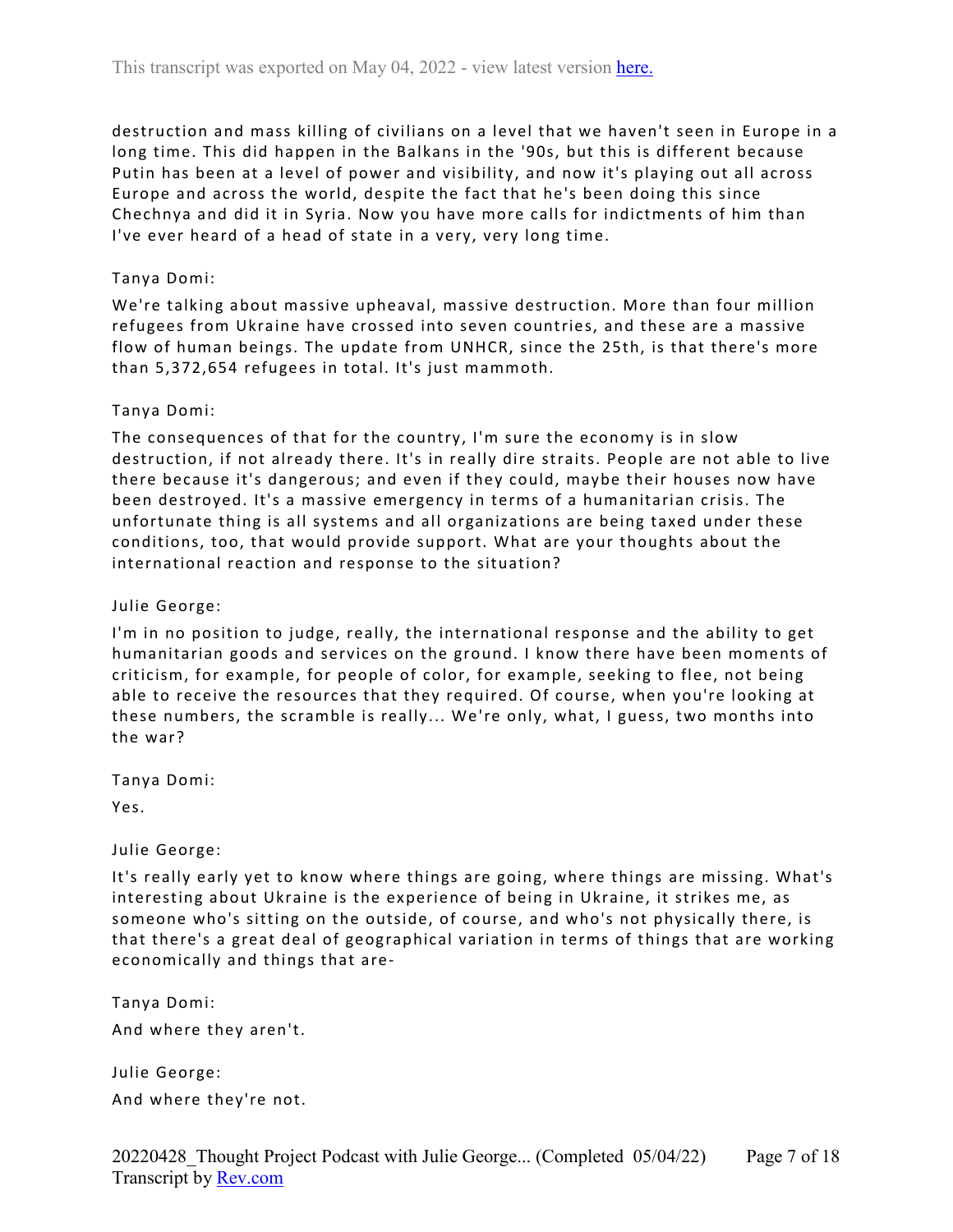destruction and mass killing of civilians on a level that we haven't seen in Europe in a long time. This did happen in the Balkans in the '90s, but this is different because Putin has been at a level of power and visibility, and now it's playing out all across Europe and across the world, despite the fact that he's been doing this since Chechnya and did it in Syria. Now you have more calls for indictments of him than I've ever heard of a head of state in a very, very long time.

Tanya Domi:

We're talking about massive upheaval, massive destruction. More than four million refugees from Ukraine have crossed into seven countries, and these are a massive flow of human beings. The update from UNHCR, since the 25th, is that there's more than 5,372,654 refugees in total. It's just mammoth.

Tanya Domi:

The consequences of that for the country, I'm sure the economy is in slow destruction, if not already there. It's in really dire straits. People are not able to live there because it's dangerous; and even if they could, maybe their houses now have been destroyed. It's a massive emergency in terms of a humanitarian crisis. The unfortunate thing is all systems and all organizations are being taxed under these conditions, too, that would provide support. What are your thoughts about the international reaction and response to the situation?

Julie George:

I'm in no position to judge, really, the international response and the ability to get humanitarian goods and services on the ground. I know there have been moments of criticism, for example, for people of color, for example, seeking to flee, not being able to receive the resources that they required. Of course, when you're looking at these numbers, the scramble is really... We're only, what, I guess, two months into the war?

Tanya Domi:

Yes.

Julie George:

It's really early yet to know where things are going, where things are missing. What's interesting about Ukraine is the experience of being in Ukraine, it strikes me, as someone who's sitting on the outside, of course, and who's not physically there, is that there's a great deal of geographical variation in terms of things that are working economically and things that are-

Tanya Domi:

And where they aren't.

Julie George:

And where they're not.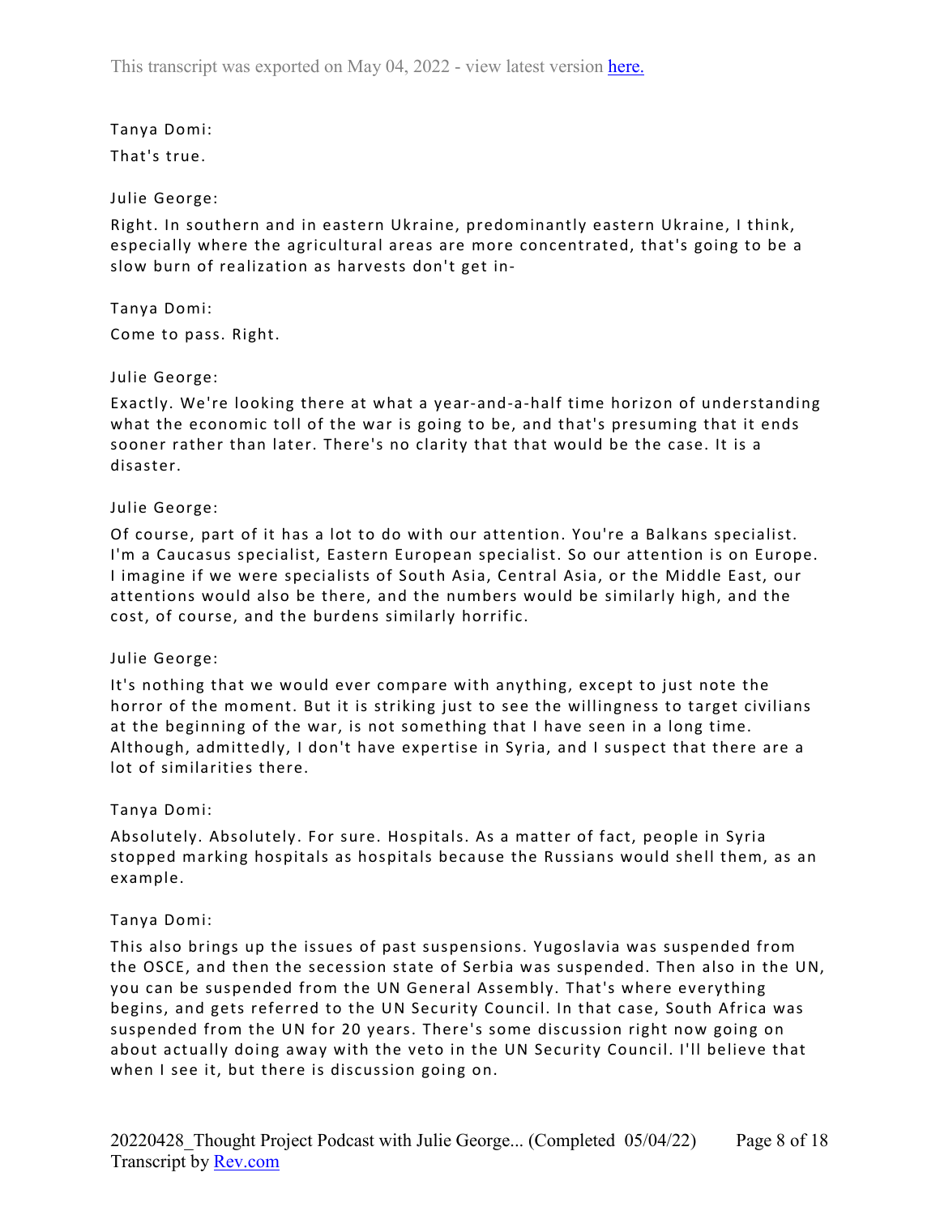Tanya Domi:

That's true.

Julie George:

Right. In southern and in eastern Ukraine, predominantly eastern Ukraine, I think, especially where the agricultural areas are more concentrated, that's going to be a slow burn of realization as harvests don't get in-

Tanya Domi:

Come to pass. Right.

Julie George:

Exactly. We're looking there at what a year-and-a-half time horizon of understanding what the economic toll of the war is going to be, and that's presuming that it ends sooner rather than later. There's no clarity that that would be the case. It is a disaster.

Julie George:

Of course, part of it has a lot to do with our attention. You're a Balkans specialist. I'm a Caucasus specialist, Eastern European specialist. So our attention is on Europe. I imagine if we were specialists of South Asia, Central Asia, or the Middle East, our attentions would also be there, and the numbers would be similarly high, and the cost, of course, and the burdens similarly horrific.

Julie George:

It's nothing that we would ever compare with anything, except to just note the horror of the moment. But it is striking just to see the willingness to target civilians at the beginning of the war, is not something that I have seen in a long time. Although, admittedly, I don't have expertise in Syria, and I suspect that there are a lot of similarities there.

Tanya Domi:

Absolutely. Absolutely. For sure. Hospitals. As a matter of fact, people in Syria stopped marking hospitals as hospitals because the Russians would shell them, as an example.

Tanya Domi:

This also brings up the issues of past suspensions. Yugoslavia was suspended from the OSCE, and then the secession state of Serbia was suspended. Then also in the UN, you can be suspended from the UN General Assembly. That's where everything begins, and gets referred to the UN Security Council. In that case, South Africa was suspended from the UN for 20 years. There's some discussion right now going on about actually doing away with the veto in the UN Security Council. I'll believe that when I see it, but there is discussion going on.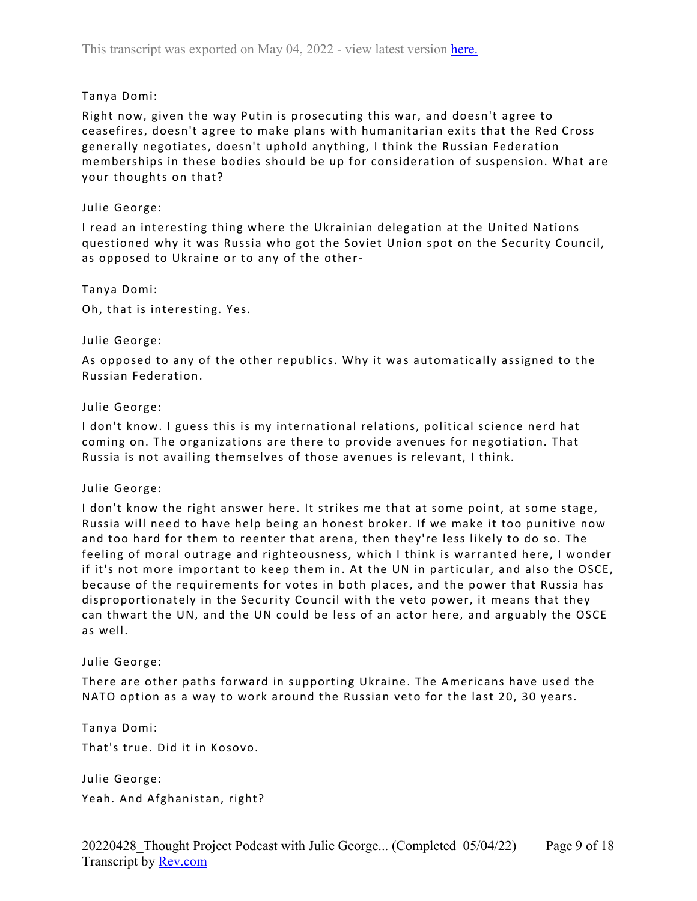Tanya Domi:

Right now, given the way Putin is prosecuting this war, and doesn't agree to ceasefires, doesn't agree to make plans with humanitarian exits that the Red Cross generally negotiates, doesn't uphold anything, I think the Russian Federation memberships in these bodies should be up for consideration of suspension. What are your thoughts on that?

Julie George:

I read an interesting thing where the Ukrainian delegation at the United Nations questioned why it was Russia who got the Soviet Union spot on the Security Council, as opposed to Ukraine or to any of the other-

Tanya Domi:

Oh, that is interesting. Yes.

Julie George:

As opposed to any of the other republics. Why it was automatically assigned to the Russian Federation.

Julie George:

I don't know. I guess this is my international relations, political science nerd hat coming on. The organizations are there to provide avenues for negotiation. That Russia is not availing themselves of those avenues is relevant, I think.

Julie George:

I don't know the right answer here. It strikes me that at some point, at some stage, Russia will need to have help being an honest broker. If we make it too punitive now and too hard for them to reenter that arena, then they're less likely to do so. The feeling of moral outrage and righteousness, which I think is warranted here, I wonder if it's not more important to keep them in. At the UN in particular, and also the OSCE, because of the requirements for votes in both places, and the power that Russia has disproportionately in the Security Council with the veto power, it means that they can thwart the UN, and the UN could be less of an actor here, and arguably the OSCE as well.

Julie George:

There are other paths forward in supporting Ukraine. The Americans have used the NATO option as a way to work around the Russian veto for the last 20, 30 years.

Tanya Domi:

That's true. Did it in Kosovo.

Julie George:

Yeah. And Afghanistan, right?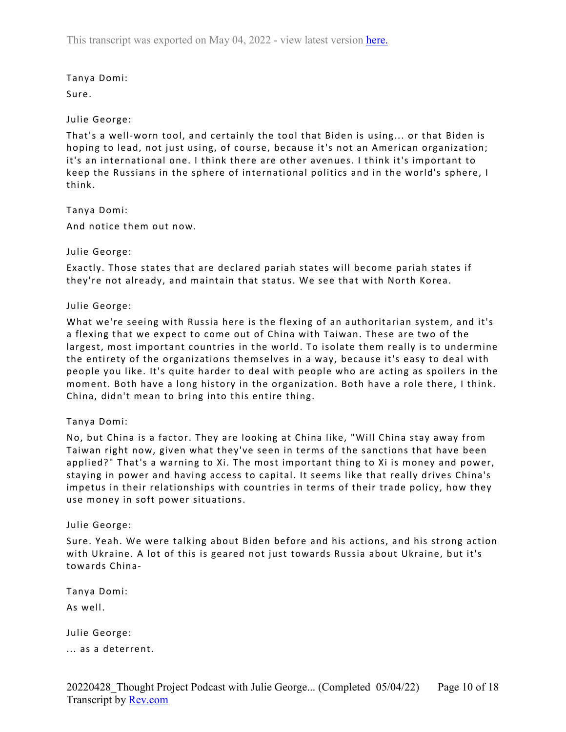Tanya Domi:

Sure.

Julie George:

That's a well-worn tool, and certainly the tool that Biden is using... or that Biden is hoping to lead, not just using, of course, because it's not an American organization; it's an international one. I think there are other avenues. I think it's important to keep the Russians in the sphere of international politics and in the world's sphere, I think.

Tanya Domi:

And notice them out now.

Julie George:

Exactly. Those states that are declared pariah states will become pariah states if they're not already, and maintain that status. We see that with North Korea.

Julie George:

What we're seeing with Russia here is the flexing of an authoritarian system, and it's a flexing that we expect to come out of China with Taiwan. These are two of the largest, most important countries in the world. To isolate them really is to undermine the entirety of the organizations themselves in a way, because it's easy to deal with people you like. It's quite harder to deal with people who are acting as spoilers in the moment. Both have a long history in the organization. Both have a role there, I think. China, didn't mean to bring into this entire thing.

Tanya Domi:

No, but China is a factor. They are looking at China like, "Will China stay away from Taiwan right now, given what they've seen in terms of the sanctions that have been applied?" That's a warning to Xi. The most important thing to Xi is money and power, staying in power and having access to capital. It seems like that really drives China's impetus in their relationships with countries in terms of their trade policy, how they use money in soft power situations.

Julie George:

Sure. Yeah. We were talking about Biden before and his actions, and his strong action with Ukraine. A lot of this is geared not just towards Russia about Ukraine, but it's towards China-

Tanya Domi:

As well.

Julie George:

... as a deterrent.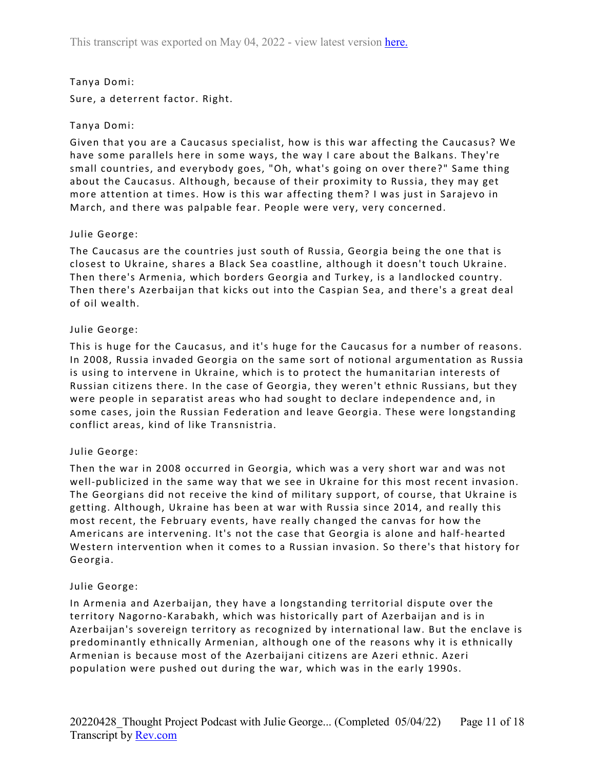Tanya Domi:

Sure, a deterrent factor. Right.

Tanya Domi:

Given that you are a Caucasus specialist, how is this war affecting the Caucasus? We have some parallels here in some ways, the way I care about the Balkans. They're small countries, and everybody goes, "Oh, what's going on over there?" Same thing about the Caucasus. Although, because of their proximity to Russia, they may get more attention at times. How is this war affecting them? I was just in Sarajevo in March, and there was palpable fear. People were very, very concerned.

Julie George:

The Caucasus are the countries just south of Russia, Georgia being the one that is closest to Ukraine, shares a Black Sea coastline, although it doesn't touch Ukraine. Then there's Armenia, which borders Georgia and Turkey, is a landlocked country. Then there's Azerbaijan that kicks out into the Caspian Sea, and there's a great deal of oil wealth.

Julie George:

This is huge for the Caucasus, and it's huge for the Caucasus for a number of reasons. In 2008, Russia invaded Georgia on the same sort of notional argumentation as Russia is using to intervene in Ukraine, which is to protect the humanitarian interests of Russian citizens there. In the case of Georgia, they weren't ethnic Russians, but they were people in separatist areas who had sought to declare independence and, in some cases, join the Russian Federation and leave Georgia. These were longstanding conflict areas, kind of like Transnistria.

Julie George:

Then the war in 2008 occurred in Georgia, which was a very short war and was not well-publicized in the same way that we see in Ukraine for this most recent invasion. The Georgians did not receive the kind of military support, of course, that Ukraine is getting. Although, Ukraine has been at war with Russia since 2014, and really this most recent, the February events, have really changed the canvas for how the Americans are intervening. It's not the case that Georgia is alone and half-hearted Western intervention when it comes to a Russian invasion. So there's that history for Georgia.

Julie George:

In Armenia and Azerbaijan, they have a longstanding territorial dispute over the territory Nagorno-Karabakh, which was historically part of Azerbaijan and is in Azerbaijan's sovereign territory as recognized by international law. But the enclave is predominantly ethnically Armenian, although one of the reasons why it is ethnically Armenian is because most of the Azerbaijani citizens are Azeri ethnic. Azeri population were pushed out during the war, which was in the early 1990s.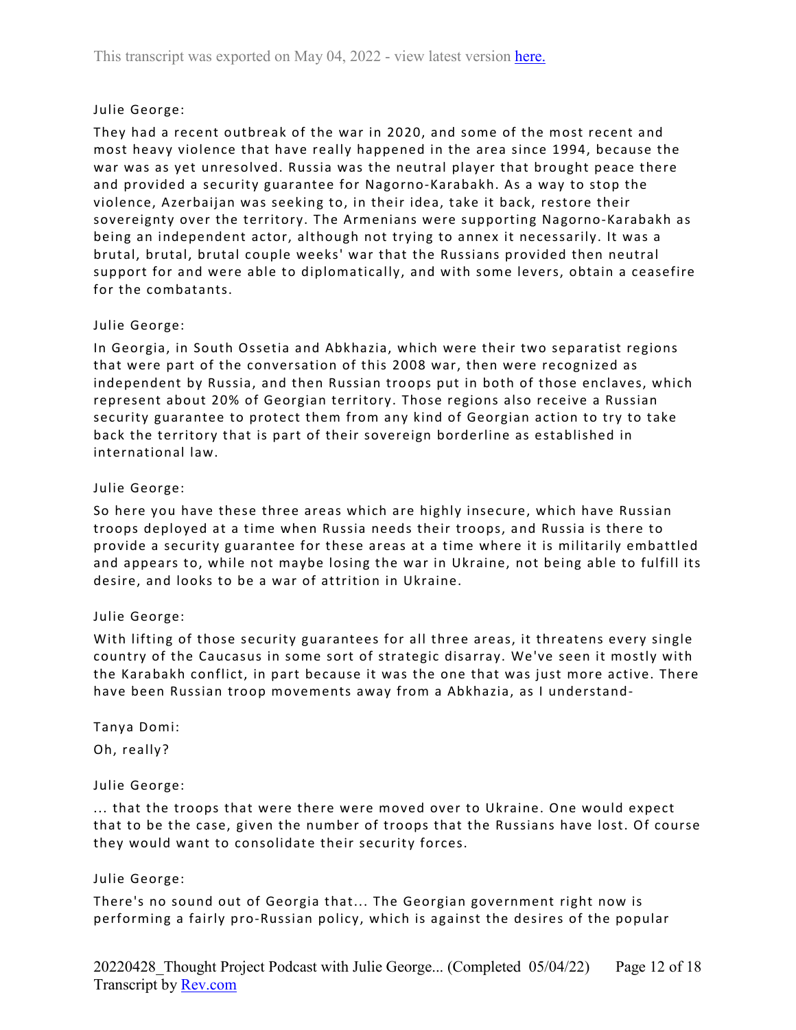Julie George:

They had a recent outbreak of the war in 2020, and some of the most recent and most heavy violence that have really happened in the area since 1994, because the war was as yet unresolved. Russia was the neutral player that brought peace there and provided a security guarantee for Nagorno-Karabakh. As a way to stop the violence, Azerbaijan was seeking to, in their idea, take it back, restore their sovereignty over the territory. The Armenians were supporting Nagorno-Karabakh as being an independent actor, although not trying to annex it necessarily. It was a brutal, brutal, brutal couple weeks' war that the Russians provided then neutral support for and were able to diplomatically, and with some levers, obtain a ceasefire for the combatants.

Julie George:

In Georgia, in South Ossetia and Abkhazia, which were their two separatist regions that were part of the conversation of this 2008 war, then were recognized as independent by Russia, and then Russian troops put in both of those enclaves, which represent about 20% of Georgian territory. Those regions also receive a Russian security guarantee to protect them from any kind of Georgian action to try to take back the territory that is part of their sovereign borderline as established in international law.

Julie George:

So here you have these three areas which are highly insecure, which have Russian troops deployed at a time when Russia needs their troops, and Russia is there to provide a security guarantee for these areas at a time where it is militarily embattled and appears to, while not maybe losing the war in Ukraine, not being able to fulfill its desire, and looks to be a war of attrition in Ukraine.

Julie George:

With lifting of those security guarantees for all three areas, it threatens every single country of the Caucasus in some sort of strategic disarray. We've seen it mostly with the Karabakh conflict, in part because it was the one that was just more active. There have been Russian troop movements away from a Abkhazia, as I understand-

Tanya Domi:

Oh, really?

Julie George:

... that the troops that were there were moved over to Ukraine. One would expect that to be the case, given the number of troops that the Russians have lost. Of course they would want to consolidate their security forces.

Julie George:

There's no sound out of Georgia that... The Georgian government right now is performing a fairly pro-Russian policy, which is against the desires of the popular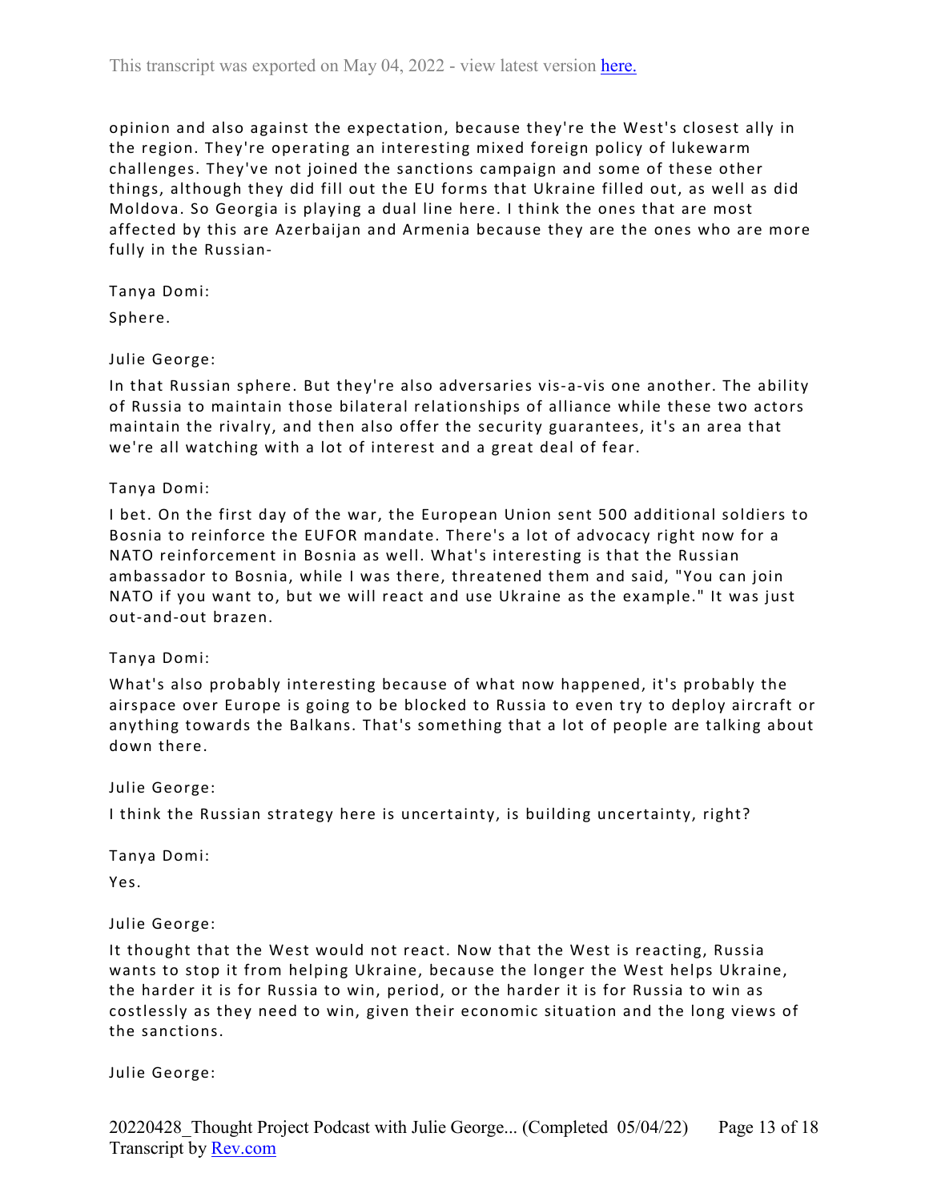opinion and also against the expectation, because they're the West's closest ally in the region. They're operating an interesting mixed foreign policy of lukewarm challenges. They've not joined the sanctions campaign and some of these other things, although they did fill out the EU forms that Ukraine filled out, as well as did Moldova. So Georgia is playing a dual line here. I think the ones that are most affected by this are Azerbaijan and Armenia because they are the ones who are more fully in the Russian-

Tanya Domi:

Sphere.

Julie George:

In that Russian sphere. But they're also adversaries vis-a-vis one another. The ability of Russia to maintain those bilateral relationships of alliance while these two actors maintain the rivalry, and then also offer the security guarantees, it's an area that we're all watching with a lot of interest and a great deal of fear.

Tanya Domi:

I bet. On the first day of the war, the European Union sent 500 additional soldiers to Bosnia to reinforce the EUFOR mandate. There's a lot of advocacy right now for a NATO reinforcement in Bosnia as well. What's interesting is that the Russian ambassador to Bosnia, while I was there, threatened them and said, "You can join NATO if you want to, but we will react and use Ukraine as the example." It was just out-and-out brazen.

Tanya Domi:

What's also probably interesting because of what now happened, it's probably the airspace over Europe is going to be blocked to Russia to even try to deploy aircraft or anything towards the Balkans. That's something that a lot of people are talking about down there.

Julie George:

I think the Russian strategy here is uncertainty, is building uncertainty, right?

Tanya Domi:

Yes.

Julie George:

It thought that the West would not react. Now that the West is reacting, Russia wants to stop it from helping Ukraine, because the longer the West helps Ukraine, the harder it is for Russia to win, period, or the harder it is for Russia to win as costlessly as they need to win, given their economic situation and the long views of the sanctions.

Julie George: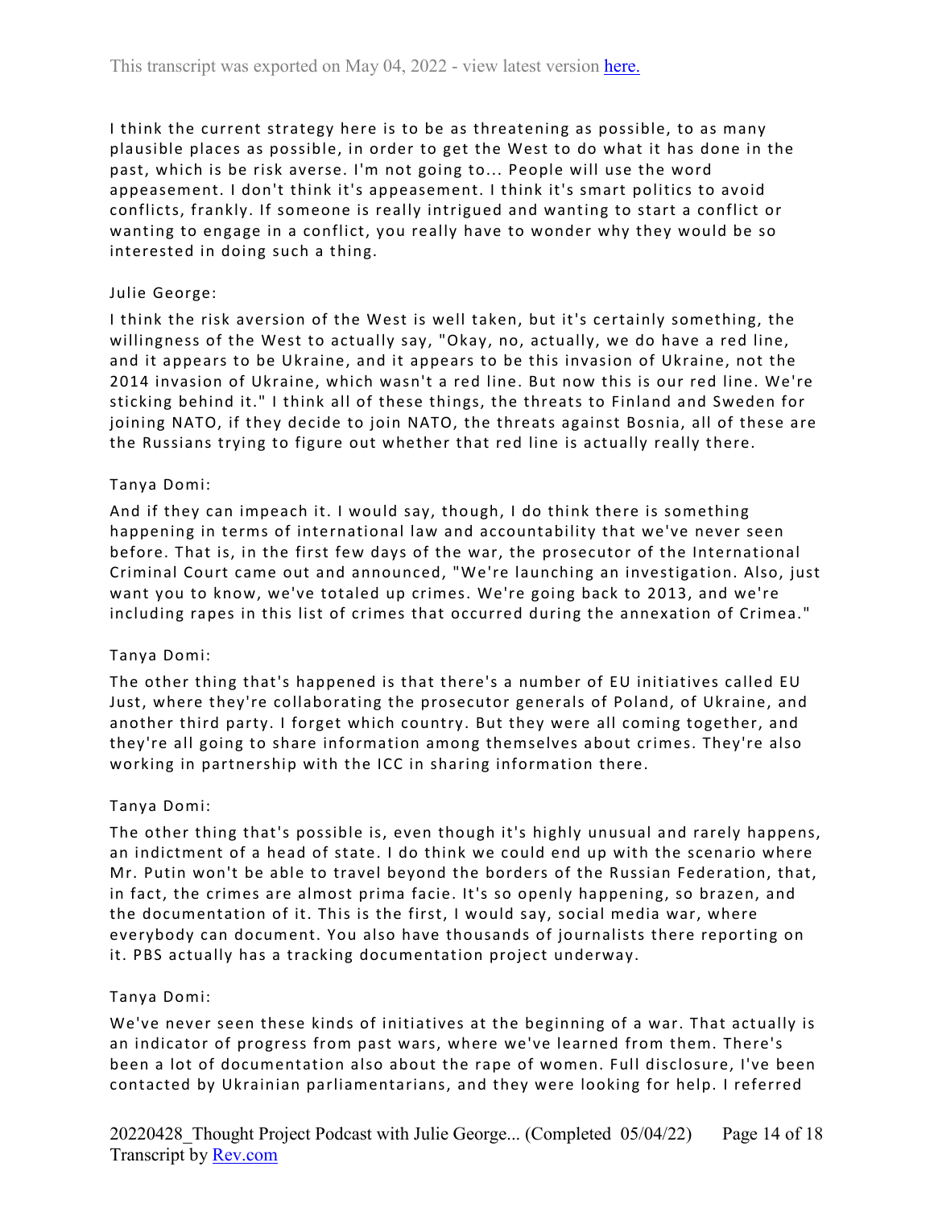I think the current strategy here is to be as threatening as possible, to as many plausible places as possible, in order to get the West to do what it has done in the past, which is be risk averse. I'm not going to... People will use the word appeasement. I don't think it's appeasement. I think it's smart politics to avoid conflicts, frankly. If someone is really intrigued and wanting to start a conflict or wanting to engage in a conflict, you really have to wonder why they would be so interested in doing such a thing.

Julie George:

I think the risk aversion of the West is well taken, but it's certainly something, the willingness of the West to actually say, "Okay, no, actually, we do have a red line, and it appears to be Ukraine, and it appears to be this invasion of Ukraine, not the 2014 invasion of Ukraine, which wasn't a red line. But now this is our red line. We're sticking behind it." I think all of these things, the threats to Finland and Sweden for joining NATO, if they decide to join NATO, the threats against Bosnia, all of these are the Russians trying to figure out whether that red line is actually really there.

Tanya Domi:

And if they can impeach it. I would say, though, I do think there is something happening in terms of international law and accountability that we've never seen before. That is, in the first few days of the war, the prosecutor of the International Criminal Court came out and announced, "We're launching an investigation. Also, just want you to know, we've totaled up crimes. We're going back to 2013, and we're including rapes in this list of crimes that occurred during the annexation of Crimea."

Tanya Domi:

The other thing that's happened is that there's a number of EU initiatives called EU Just, where they're collaborating the prosecutor generals of Poland, of Ukraine, and another third party. I forget which country. But they were all coming together, and they're all going to share information among themselves about crimes. They're also working in partnership with the ICC in sharing information there.

Tanya Domi:

The other thing that's possible is, even though it's highly unusual and rarely happens, an indictment of a head of state. I do think we could end up with the scenario where Mr. Putin won't be able to travel beyond the borders of the Russian Federation, that, in fact, the crimes are almost prima facie. It's so openly happening, so brazen, and the documentation of it. This is the first, I would say, social media war, where everybody can document. You also have thousands of journalists there reporting on it. PBS actually has a tracking documentation project underway.

Tanya Domi:

We've never seen these kinds of initiatives at the beginning of a war. That actually is an indicator of progress from past wars, where we've learned from them. There's been a lot of documentation also about the rape of women. Full disclosure, I've been contacted by Ukrainian parliamentarians, and they were looking for help. I referred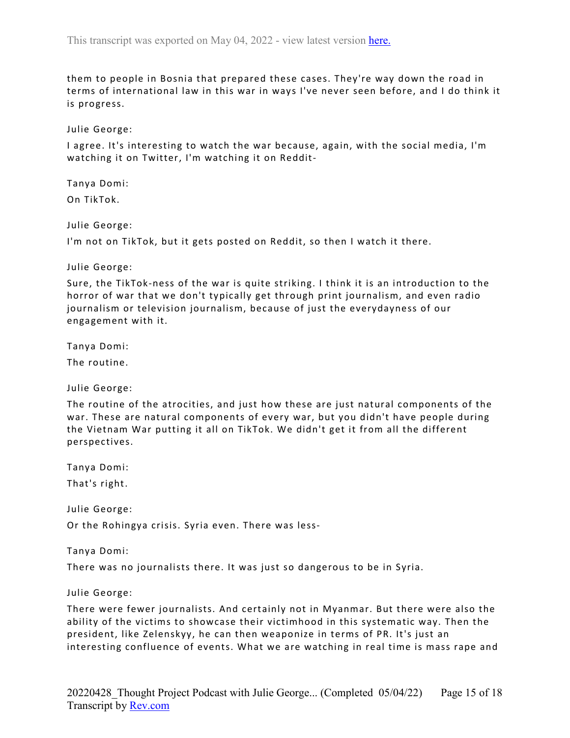them to people in Bosnia that prepared these cases. They're way down the road in terms of international law in this war in ways I've never seen before, and I do think it is progress.

Julie George:

I agree. It's interesting to watch the war because, again, with the social media, I'm watching it on Twitter, I'm watching it on Reddit-

Tanya Domi:

On TikTok.

Julie George:

I'm not on TikTok, but it gets posted on Reddit, so then I watch it there.

Julie George:

Sure, the TikTok-ness of the war is quite striking. I think it is an introduction to the horror of war that we don't typically get through print journalism, and even radio journalism or television journalism, because of just the everydayness of our engagement with it.

Tanya Domi:

The routine.

Julie George:

The routine of the atrocities, and just how these are just natural components of the war. These are natural components of every war, but you didn't have people during the Vietnam War putting it all on TikTok. We didn't get it from all the different perspectives.

Tanya Domi:

That's right.

Julie George:

Or the Rohingya crisis. Syria even. There was less-

Tanya Domi:

There was no journalists there. It was just so dangerous to be in Syria.

Julie George:

There were fewer journalists. And certainly not in Myanmar. But there were also the ability of the victims to showcase their victimhood in this systematic way. Then the president, like Zelenskyy, he can then weaponize in terms of PR. It's just an interesting confluence of events. What we are watching in real time is mass rape and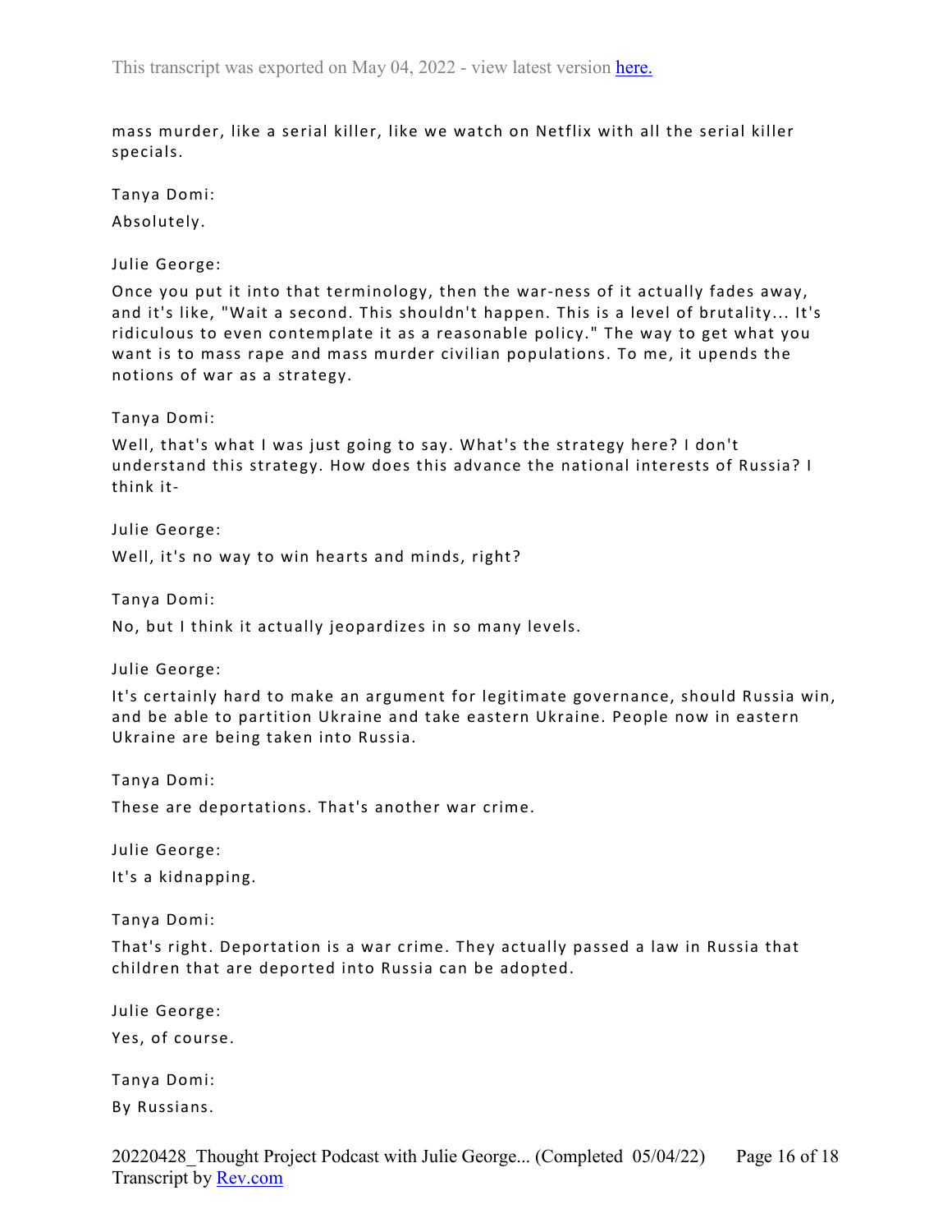mass murder, like a serial killer, like we watch on Netflix with all the serial killer specials.

Tanya Domi:

Absolutely.

Julie George:

Once you put it into that terminology, then the war-ness of it actually fades away, and it's like, "Wait a second. This shouldn't happen. This is a level of brutality... It's ridiculous to even contemplate it as a reasonable policy." The way to get what you want is to mass rape and mass murder civilian populations. To me, it upends the notions of war as a strategy.

Tanya Domi:

Well, that's what I was just going to say. What's the strategy here? I don't understand this strategy. How does this advance the national interests of Russia? I think it-

Julie George:

Well, it's no way to win hearts and minds, right?

Tanya Domi:

No, but I think it actually jeopardizes in so many levels.

Julie George:

It's certainly hard to make an argument for legitimate governance, should Russia win, and be able to partition Ukraine and take eastern Ukraine. People now in eastern Ukraine are being taken into Russia.

Tanya Domi:

These are deportations. That's another war crime.

Julie George:

It's a kidnapping.

Tanya Domi:

That's right. Deportation is a war crime. They actually passed a law in Russia that children that are deported into Russia can be adopted.

Julie George:

Yes, of course.

Tanya Domi:

By Russians.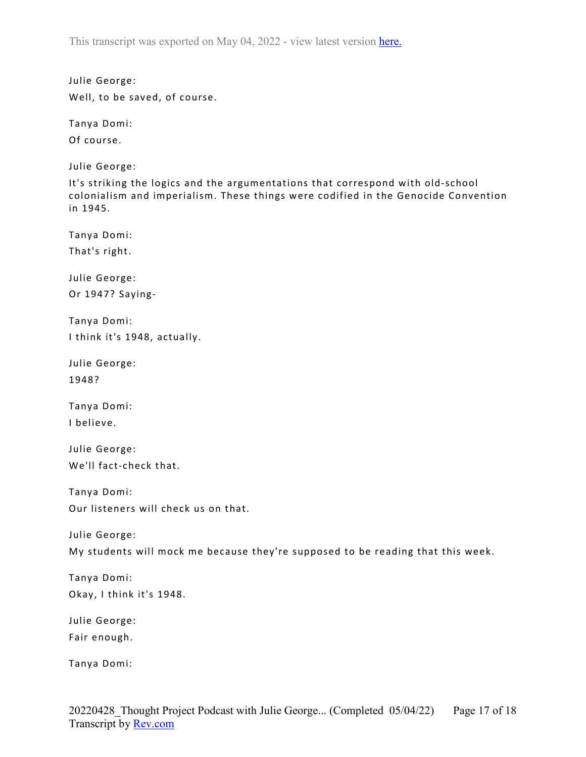Julie George:

Well, to be saved, of course.

Tanya Domi:

Of course.

Julie George:

It's striking the logics and the argumentations that correspond with old-school colonialism and imperialism. These things were codified in the Genocide Convention in 1945.

Tanya Domi:

That's right.

Julie George:

Or 1947? Saying-

Tanya Domi:

I think it's 1948, actually.

Julie George:

1948?

Tanya Domi:

I believe.

Julie George:

We'll fact-check that.

Tanya Domi:

Our listeners will check us on that.

Julie George:

My students will mock me because they're supposed to be reading that this week.

Tanya Domi:

Okay, I think it's 1948.

Julie George:

Fair enough.

Tanya Domi: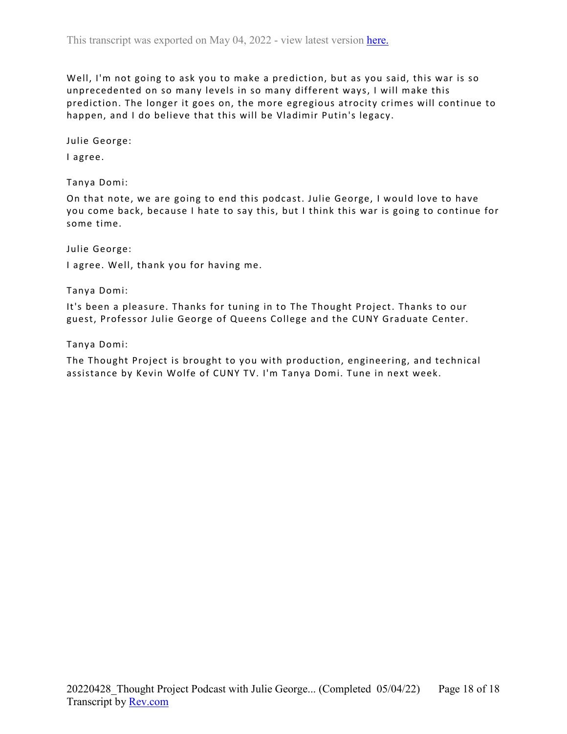Well, I'm not going to ask you to make a prediction, but as you said, this war is so unprecedented on so many levels in so many different ways, I will make this prediction. The longer it goes on, the more egregious atrocity crimes will continue to happen, and I do believe that this will be Vladimir Putin's legacy.

Julie George:

I agree.

Tanya Domi:

On that note, we are going to end this podcast. Julie George, I would love to have you come back, because I hate to say this, but I think this war is going to continue for some time.

Julie George:

I agree. Well, thank you for having me.

Tanya Domi:

It's been a pleasure. Thanks for tuning in to The Thought Project. Thanks to our guest, Professor Julie George of Queens College and the CUNY Graduate Center.

Tanya Domi:

The Thought Project is brought to you with production, engineering, and technical assistance by Kevin Wolfe of CUNY TV. I'm Tanya Domi. Tune in next week.